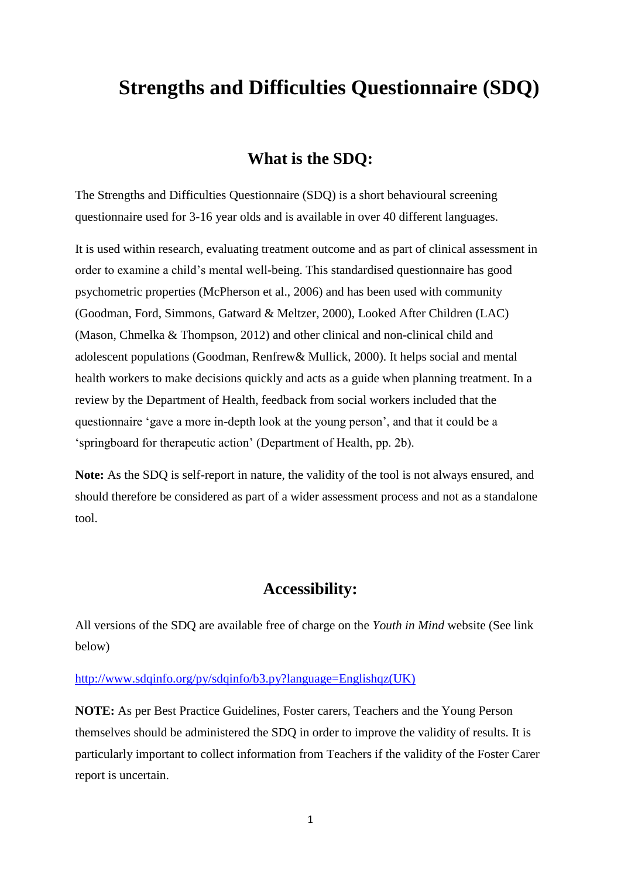# Strengths and Difficulties Questionnaire (SDQ)

## What is the SDQ:

The Strengths and Difficulties Questionnaire (SDQ) is a short behavioural screening questionnaire used for 3-16 year olds and is available in over 40 different languages.

It is used within research, evaluating treatment outcome and as part of clinical assessment in order to examine a child's mental well-being. This standardised questionnaire has good psychometric properties (McPherson et al., 2006) and has been used with community (Goodman, Ford, Simmons, Gatward & Meltzer, 2000), Looked After Children (LAC) (Mason, Chmelka & Thompson, 2012) and other clinical and non-clinical child and adolescent populations (Goodman, Renfrew& Mullick, 2000). It helps social and mental health workers to make decisions quickly and acts as a guide when planning treatment. In a review by the Department of Health, feedback from social workers included that the questionnaire 'gave a more in-depth look at the young person', and that it could be a 'springboard for therapeutic action' (Department of Health, pp. 2b).

**Note:** As the SDQ is self-report in nature, the validity of the tool is not always ensured, and should therefore be considered as part of a wider assessment process and not as a standalone tool.

## Accessibility:

All versions of the SDQ are available free of charge on the *Youth in Mind* website (See link below)

[http://www.sdqinfo.org/py/sdqinfo/b3.py?language=Englishqz(UK)](http://www.sdqinfo.org/py/sdqinfo/b3.py?language=Englishqz(UK))

**NOTE:** As per Best Practice Guidelines, Foster carers, Teachers and the Young Person themselves should be administered the SDQ in order to improve the validity of results. It is particularly important to collect information from Teachers if the validity of the Foster Carer report is uncertain.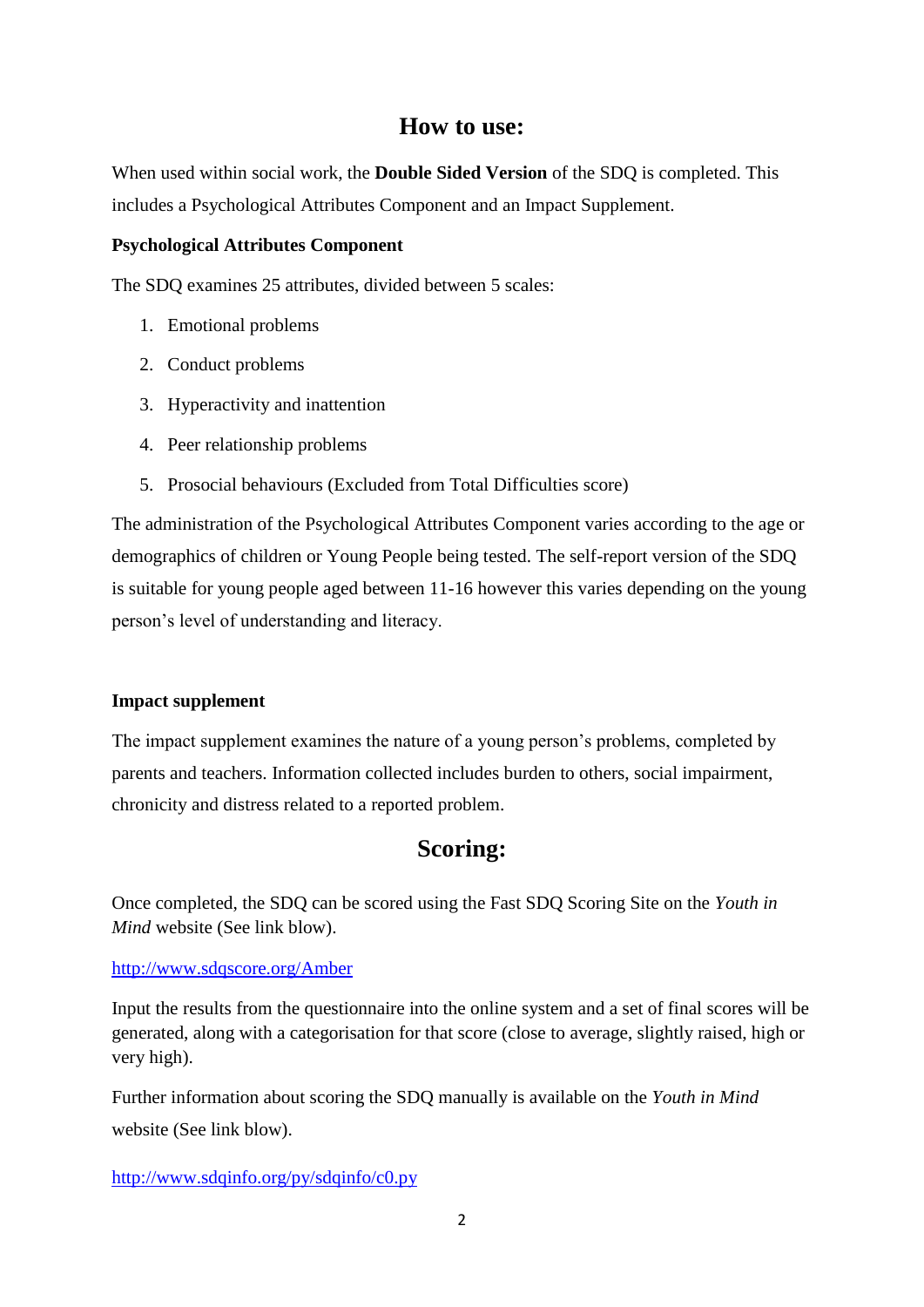## How to use:

When used within social work, the **Double Sided Version** of the SDQ is completed. This includes a Psychological Attributes Component and an Impact Supplement.

### Psychological Attributes Component

The SDQ examines 25 attributes, divided between 5 scales:

1. Emotional problems
2. Conduct problems
3. Hyperactivity and inattention
4. Peer relationship problems
5. Prosocial behaviours (Excluded from Total Difficulties score)

The administration of the Psychological Attributes Component varies according to the age or demographics of children or Young People being tested. The self-report version of the SDQ is suitable for young people aged between 11-16 however this varies depending on the young person's level of understanding and literacy.

### Impact supplement

The impact supplement examines the nature of a young person's problems, completed by parents and teachers. Information collected includes burden to others, social impairment, chronicity and distress related to a reported problem.

## Scoring:

Once completed, the SDQ can be scored using the Fast SDQ Scoring Site on the *Youth in Mind* website (See link blow).

http://www.sdqscore.org/Amber

Input the results from the questionnaire into the online system and a set of final scores will be generated, along with a categorisation for that score (close to average, slightly raised, high or very high).

Further information about scoring the SDQ manually is available on the *Youth in Mind* website (See link blow).

http://www.sdqinfo.org/py/sdqinfo/c0.py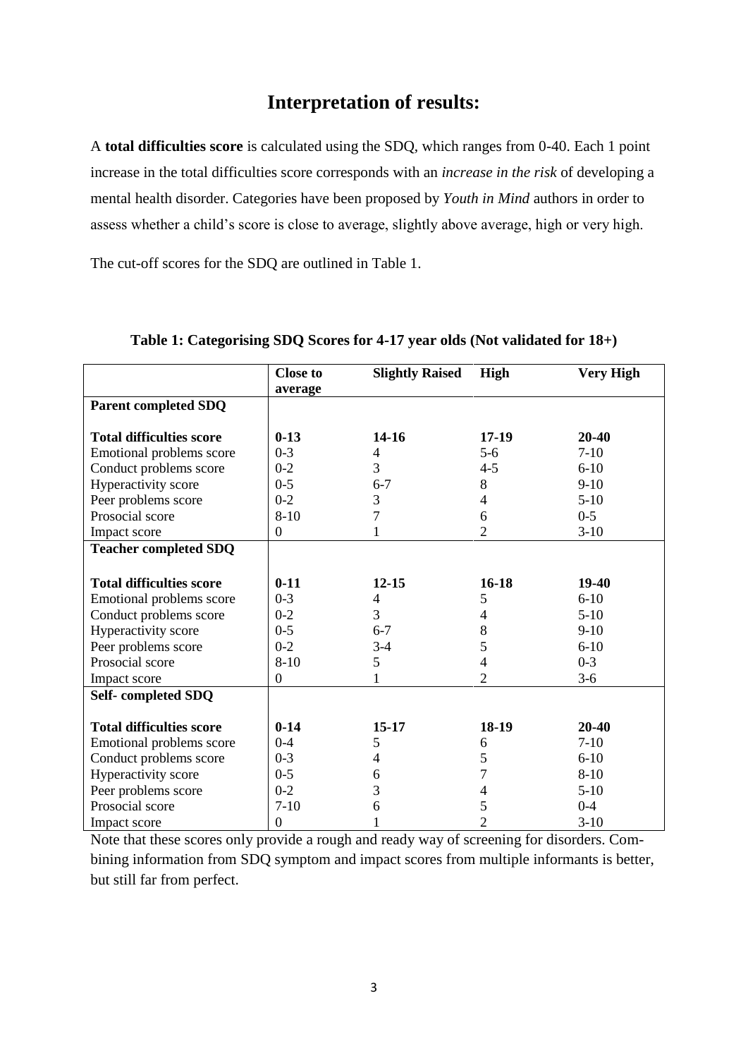# Interpretation of results:

A **total difficulties score** is calculated using the SDQ, which ranges from 0-40. Each 1 point increase in the total difficulties score corresponds with an *increase in the risk* of developing a mental health disorder. Categories have been proposed by *Youth in Mind* authors in order to assess whether a child's score is close to average, slightly above average, high or very high.

The cut-off scores for the SDQ are outlined in Table 1.

**Table 1: Categorising SDQ Scores for 4-17 year olds (Not validated for 18+)**

| | **Close to average** | **Slightly Raised** | **High** | **Very High** |
|---|---|---|---|---|
| **Parent completed SDQ** | | | | |
| **Total difficulties score** | **0-13** | **14-16** | **17-19** | **20-40** |
| Emotional problems score | 0-3 | 4 | 5-6 | 7-10 |
| Conduct problems score | 0-2 | 3 | 4-5 | 6-10 |
| Hyperactivity score | 0-5 | 6-7 | 8 | 9-10 |
| Peer problems score | 0-2 | 3 | 4 | 5-10 |
| Prosocial score | 8-10 | 7 | 6 | 0-5 |
| Impact score | 0 | 1 | 2 | 3-10 |
| **Teacher completed SDQ** | | | | |
| **Total difficulties score** | **0-11** | **12-15** | **16-18** | **19-40** |
| Emotional problems score | 0-3 | 4 | 5 | 6-10 |
| Conduct problems score | 0-2 | 3 | 4 | 5-10 |
| Hyperactivity score | 0-5 | 6-7 | 8 | 9-10 |
| Peer problems score | 0-2 | 3-4 | 5 | 6-10 |
| Prosocial score | 8-10 | 5 | 4 | 0-3 |
| Impact score | 0 | 1 | 2 | 3-6 |
| **Self- completed SDQ** | | | | |
| **Total difficulties score** | **0-14** | **15-17** | **18-19** | **20-40** |
| Emotional problems score | 0-4 | 5 | 6 | 7-10 |
| Conduct problems score | 0-3 | 4 | 5 | 6-10 |
| Hyperactivity score | 0-5 | 6 | 7 | 8-10 |
| Peer problems score | 0-2 | 3 | 4 | 5-10 |
| Prosocial score | 7-10 | 6 | 5 | 0-4 |
| Impact score | 0 | 1 | 2 | 3-10 |

Note that these scores only provide a rough and ready way of screening for disorders. Combining information from SDQ symptom and impact scores from multiple informants is better, but still far from perfect.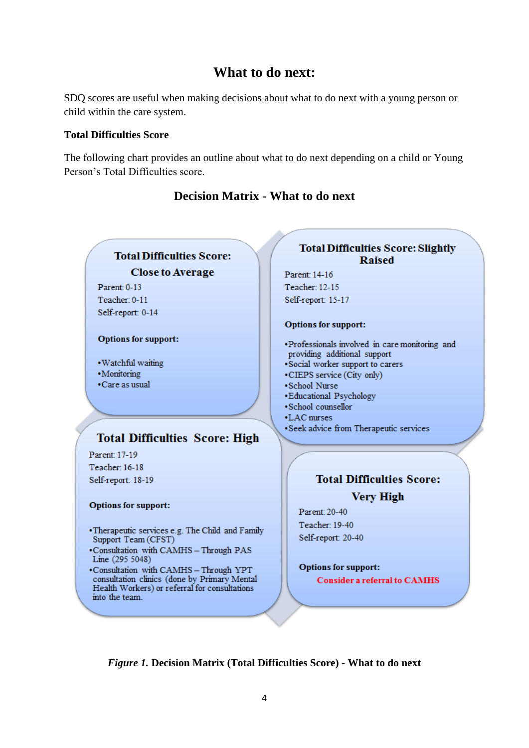## What to do next:

SDQ scores are useful when making decisions about what to do next with a young person or child within the care system.

### Total Difficulties Score

The following chart provides an outline about what to do next depending on a child or Young Person's Total Difficulties score.

### Decision Matrix - What to do next

**Total Difficulties Score: Close to Average**

Parent: 0-13
Teacher: 0-11
Self-report: 0-14

**Options for support:**

- Watchful waiting
- Monitoring
- Care as usual

**Total Difficulties Score: Slightly Raised**

Parent: 14-16
Teacher: 12-15
Self-report: 15-17

**Options for support:**

- Professionals involved in care monitoring and providing additional support
- Social worker support to carers
- CIEPS service (City only)
- School Nurse
- Educational Psychology
- School counsellor
- LAC nurses
- Seek advice from Therapeutic services

**Total Difficulties Score: High**

Parent: 17-19
Teacher: 16-18
Self-report: 18-19

**Options for support:**

- Therapeutic services e.g. The Child and Family Support Team (CFST)
- Consultation with CAMHS – Through PAS Line (295 5048)
- Consultation with CAMHS – Through YPT consultation clinics (done by Primary Mental Health Workers) or referral for consultations into the team.

**Total Difficulties Score: Very High**

Parent: 20-40
Teacher: 19-40
Self-report: 20-40

**Options for support:**

**Consider a referral to CAMHS**

***Figure 1.*** **Decision Matrix (Total Difficulties Score) - What to do next**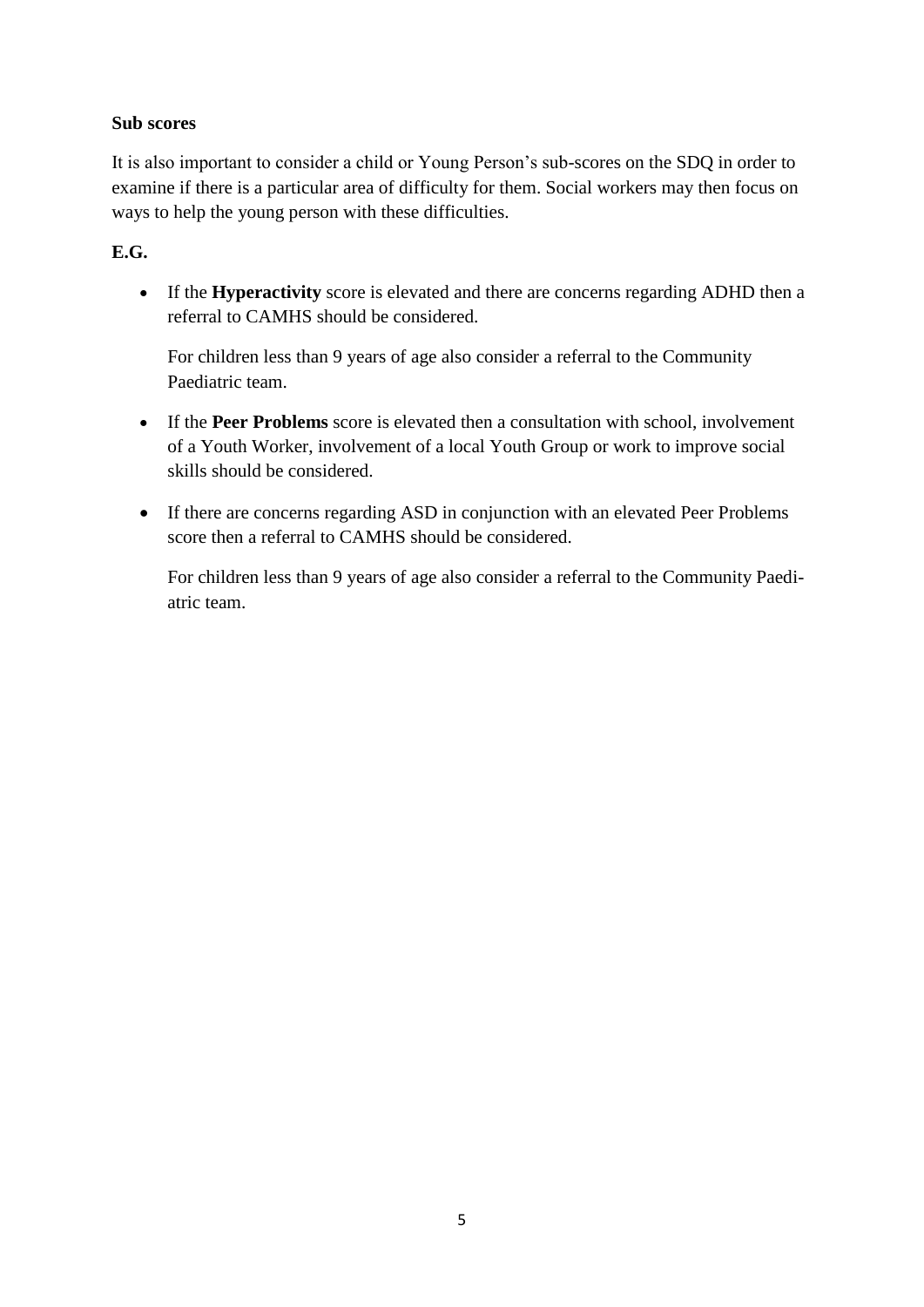**Sub scores**

It is also important to consider a child or Young Person's sub-scores on the SDQ in order to examine if there is a particular area of difficulty for them. Social workers may then focus on ways to help the young person with these difficulties.

**E.G.**

- If the **Hyperactivity** score is elevated and there are concerns regarding ADHD then a referral to CAMHS should be considered.

  For children less than 9 years of age also consider a referral to the Community Paediatric team.

- If the **Peer Problems** score is elevated then a consultation with school, involvement of a Youth Worker, involvement of a local Youth Group or work to improve social skills should be considered.

- If there are concerns regarding ASD in conjunction with an elevated Peer Problems score then a referral to CAMHS should be considered.

  For children less than 9 years of age also consider a referral to the Community Paediatric team.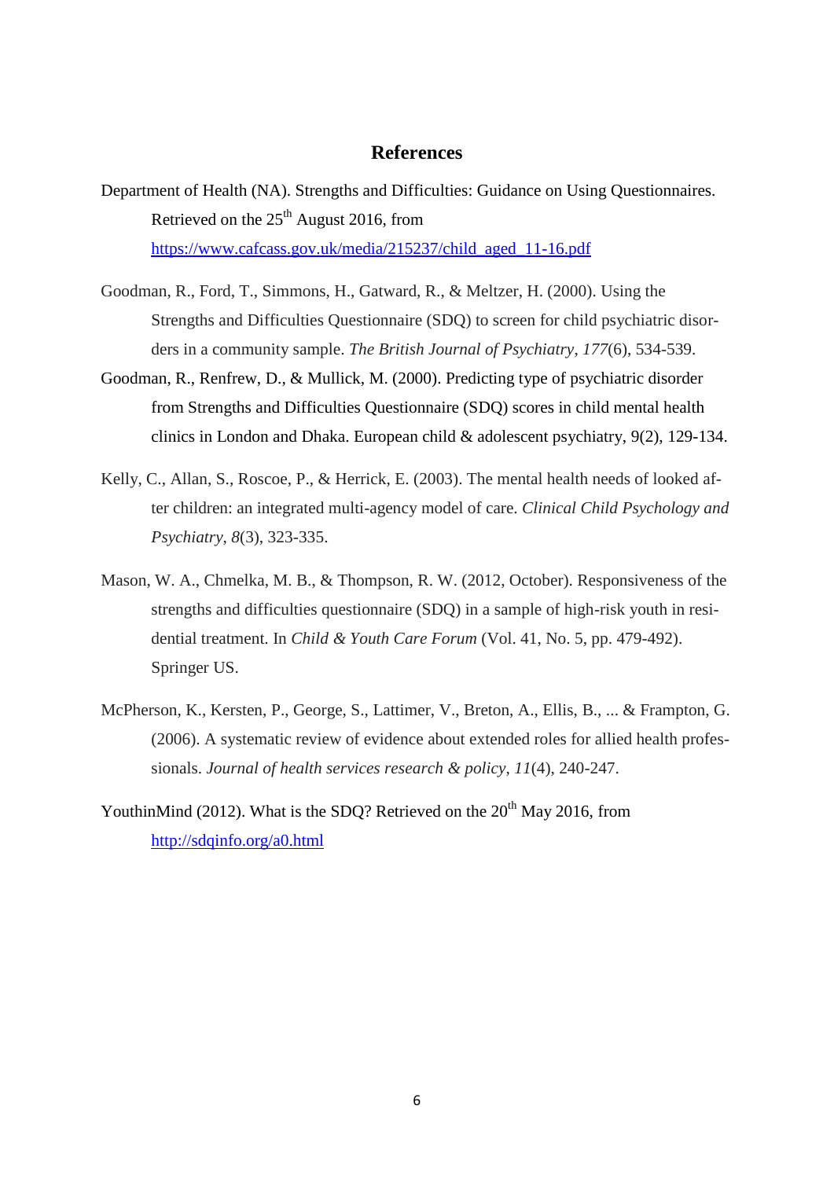# References

Department of Health (NA). Strengths and Difficulties: Guidance on Using Questionnaires. Retrieved on the 25th August 2016, from https://www.cafcass.gov.uk/media/215237/child_aged_11-16.pdf

Goodman, R., Ford, T., Simmons, H., Gatward, R., & Meltzer, H. (2000). Using the Strengths and Difficulties Questionnaire (SDQ) to screen for child psychiatric disorders in a community sample. *The British Journal of Psychiatry*, *177*(6), 534-539.

Goodman, R., Renfrew, D., & Mullick, M. (2000). Predicting type of psychiatric disorder from Strengths and Difficulties Questionnaire (SDQ) scores in child mental health clinics in London and Dhaka. European child & adolescent psychiatry, 9(2), 129-134.

Kelly, C., Allan, S., Roscoe, P., & Herrick, E. (2003). The mental health needs of looked after children: an integrated multi-agency model of care. *Clinical Child Psychology and Psychiatry*, *8*(3), 323-335.

Mason, W. A., Chmelka, M. B., & Thompson, R. W. (2012, October). Responsiveness of the strengths and difficulties questionnaire (SDQ) in a sample of high-risk youth in residential treatment. In *Child & Youth Care Forum* (Vol. 41, No. 5, pp. 479-492). Springer US.

McPherson, K., Kersten, P., George, S., Lattimer, V., Breton, A., Ellis, B., ... & Frampton, G. (2006). A systematic review of evidence about extended roles for allied health professionals. *Journal of health services research & policy*, *11*(4), 240-247.

YouthinMind (2012). What is the SDQ? Retrieved on the 20th May 2016, from http://sdqinfo.org/a0.html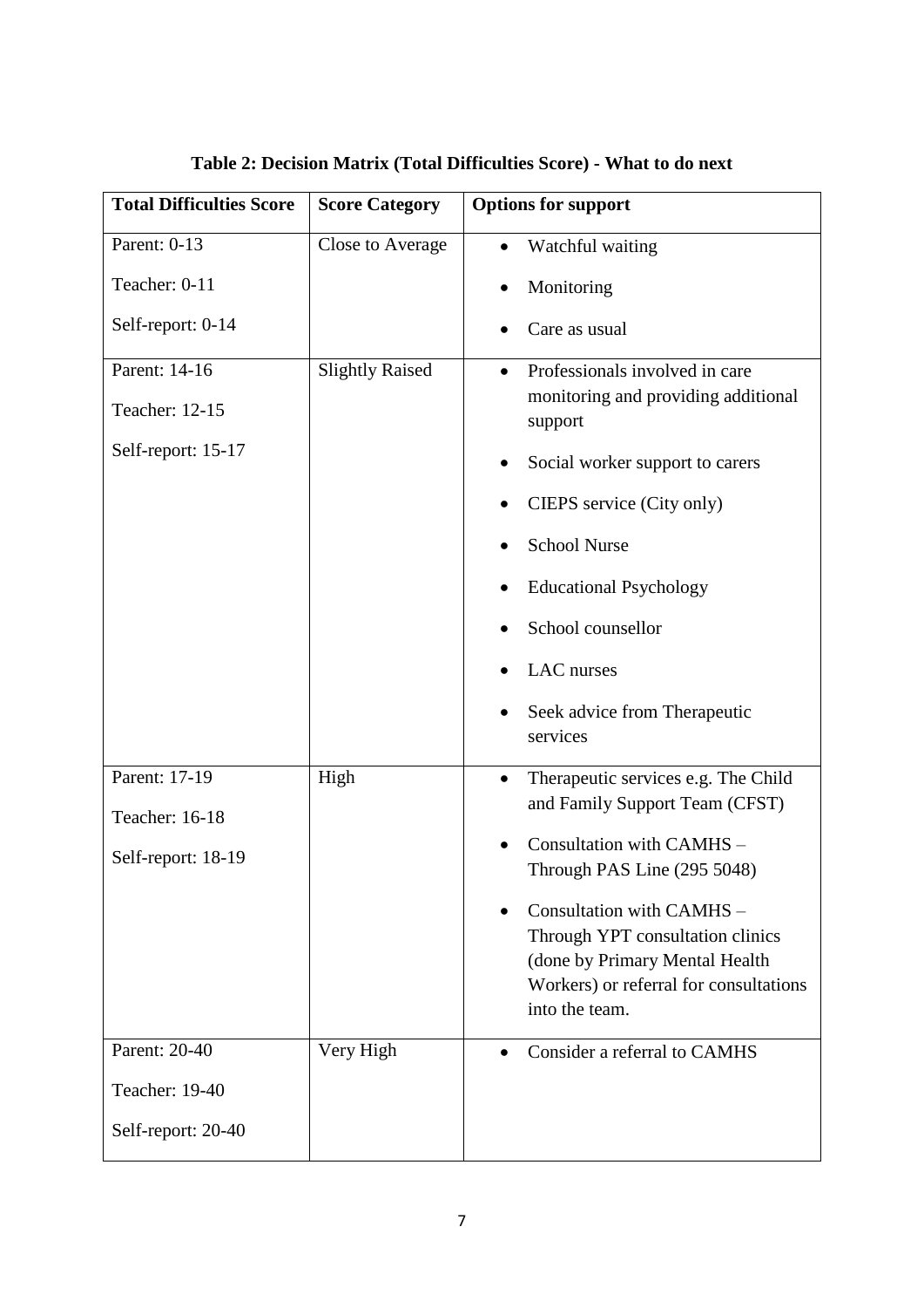**Table 2: Decision Matrix (Total Difficulties Score) - What to do next**

| Total Difficulties Score | Score Category | Options for support |
|---|---|---|
| Parent: 0-13<br>Teacher: 0-11<br>Self-report: 0-14 | Close to Average | • Watchful waiting<br>• Monitoring<br>• Care as usual |
| Parent: 14-16<br>Teacher: 12-15<br>Self-report: 15-17 | Slightly Raised | • Professionals involved in care monitoring and providing additional support<br>• Social worker support to carers<br>• CIEPS service (City only)<br>• School Nurse<br>• Educational Psychology<br>• School counsellor<br>• LAC nurses<br>• Seek advice from Therapeutic services |
| Parent: 17-19<br>Teacher: 16-18<br>Self-report: 18-19 | High | • Therapeutic services e.g. The Child and Family Support Team (CFST)<br>• Consultation with CAMHS – Through PAS Line (295 5048)<br>• Consultation with CAMHS – Through YPT consultation clinics (done by Primary Mental Health Workers) or referral for consultations into the team. |
| Parent: 20-40<br>Teacher: 19-40<br>Self-report: 20-40 | Very High | • Consider a referral to CAMHS |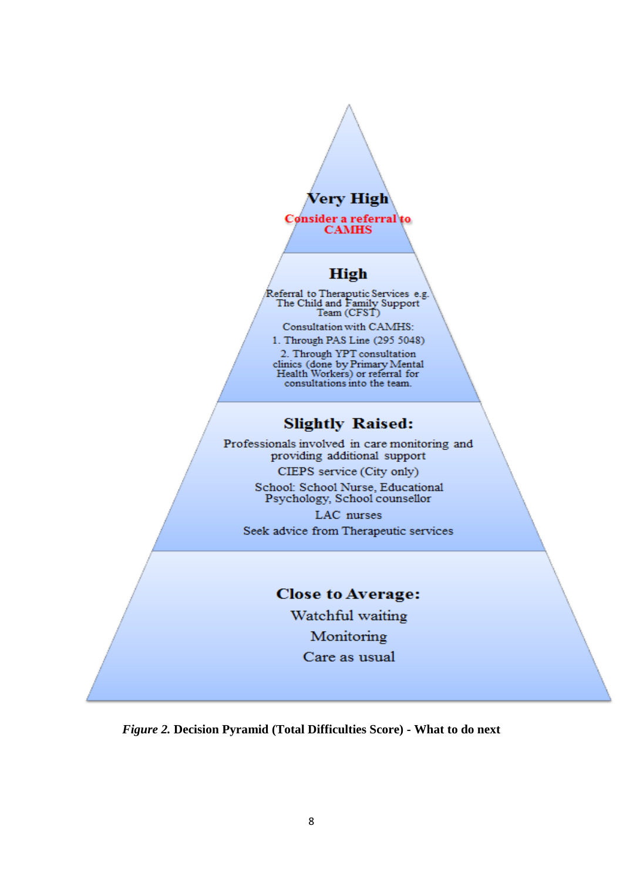**Very High**

**Consider a referral to CAMHS**

**High**

Referral to Theraputic Services e.g. The Child and Family Support Team (CFST)

Consultation with CAMHS:

1. Through PAS Line (295 5048)

2. Through YPT consultation clinics (done by Primary Mental Health Workers) or referral for consultations into the team.

**Slightly Raised:**

Professionals involved in care monitoring and providing additional support

CIEPS service (City only)

School: School Nurse, Educational Psychology, School counsellor

LAC nurses

Seek advice from Therapeutic services

**Close to Average:**

Watchful waiting

Monitoring

Care as usual

***Figure 2.*** **Decision Pyramid (Total Difficulties Score) - What to do next**